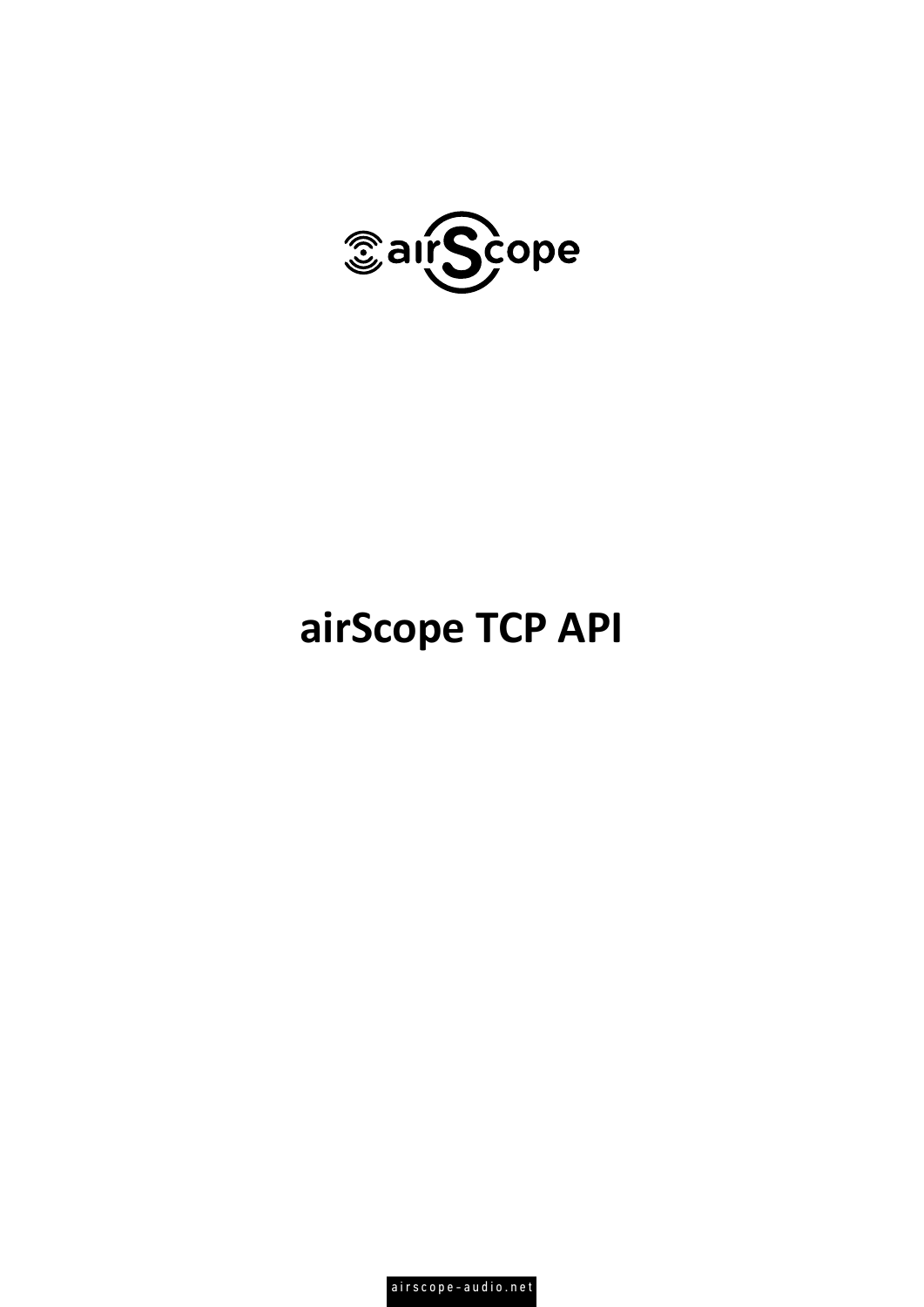# airScope TCP API

airscope-audio.net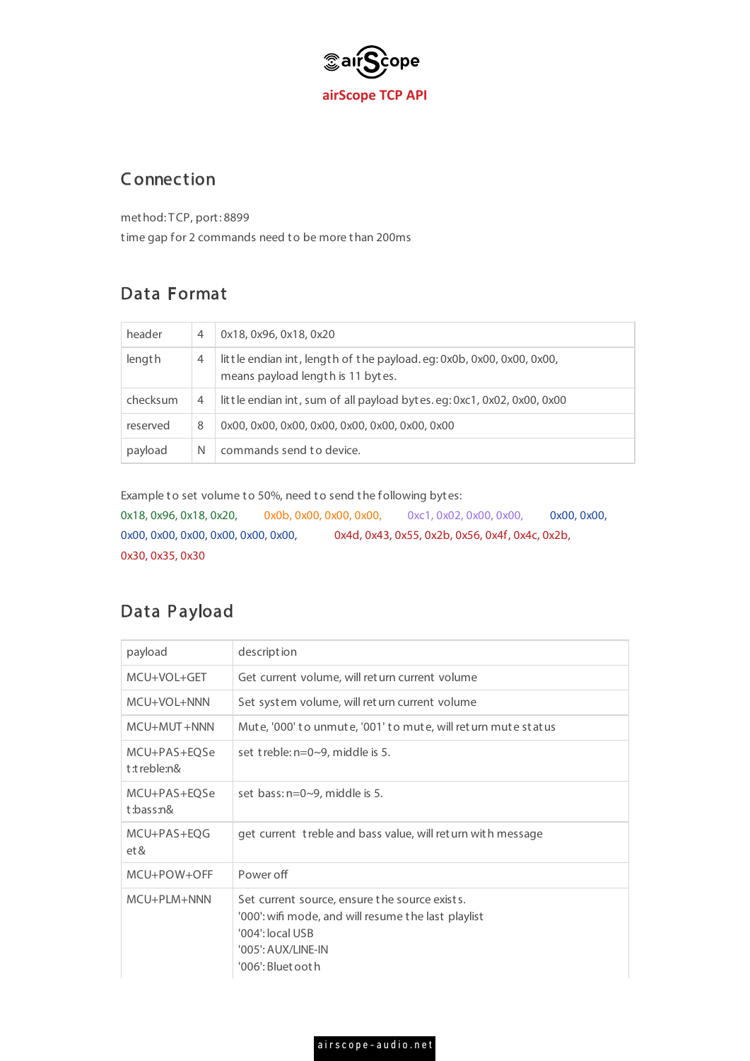# airScope TCP API

## Connection

method: TCP, port: 8899
time gap for 2 commands need to be more than 200ms

## Data Format

| header | 4 | 0x18, 0x96, 0x18, 0x20 |
|---|---|---|
| length | 4 | little endian int, length of the payload. eg: 0x0b, 0x00, 0x00, 0x00, means payload length is 11 bytes. |
| checksum | 4 | little endian int, sum of all payload bytes. eg: 0xc1, 0x02, 0x00, 0x00 |
| reserved | 8 | 0x00, 0x00, 0x00, 0x00, 0x00, 0x00, 0x00, 0x00 |
| payload | N | commands send to device. |

Example to set volume to 50%, need to send the following bytes:
0x18, 0x96, 0x18, 0x20, 0x0b, 0x00, 0x00, 0x00, 0xc1, 0x02, 0x00, 0x00, 0x00, 0x00, 0x00, 0x00, 0x00, 0x00, 0x00, 0x00, 0x4d, 0x43, 0x55, 0x2b, 0x56, 0x4f, 0x4c, 0x2b, 0x30, 0x35, 0x30

## Data Payload

| payload | description |
|---|---|
| MCU+VOL+GET | Get current volume, will return current volume |
| MCU+VOL+NNN | Set system volume, will return current volume |
| MCU+MUT+NNN | Mute, '000' to unmute, '001' to mute, will return mute status |
| MCU+PAS+EQSet:treble:n& | set treble: n=0~9, middle is 5. |
| MCU+PAS+EQSet:bass:n& | set bass: n=0~9, middle is 5. |
| MCU+PAS+EQGet& | get current treble and bass value, will return with message |
| MCU+POW+OFF | Power off |
| MCU+PLM+NNN | Set current source, ensure the source exists.<br>'000': wifi mode, and will resume the last playlist<br>'004': local USB<br>'005': AUX/LINE-IN<br>'006': Bluetooth |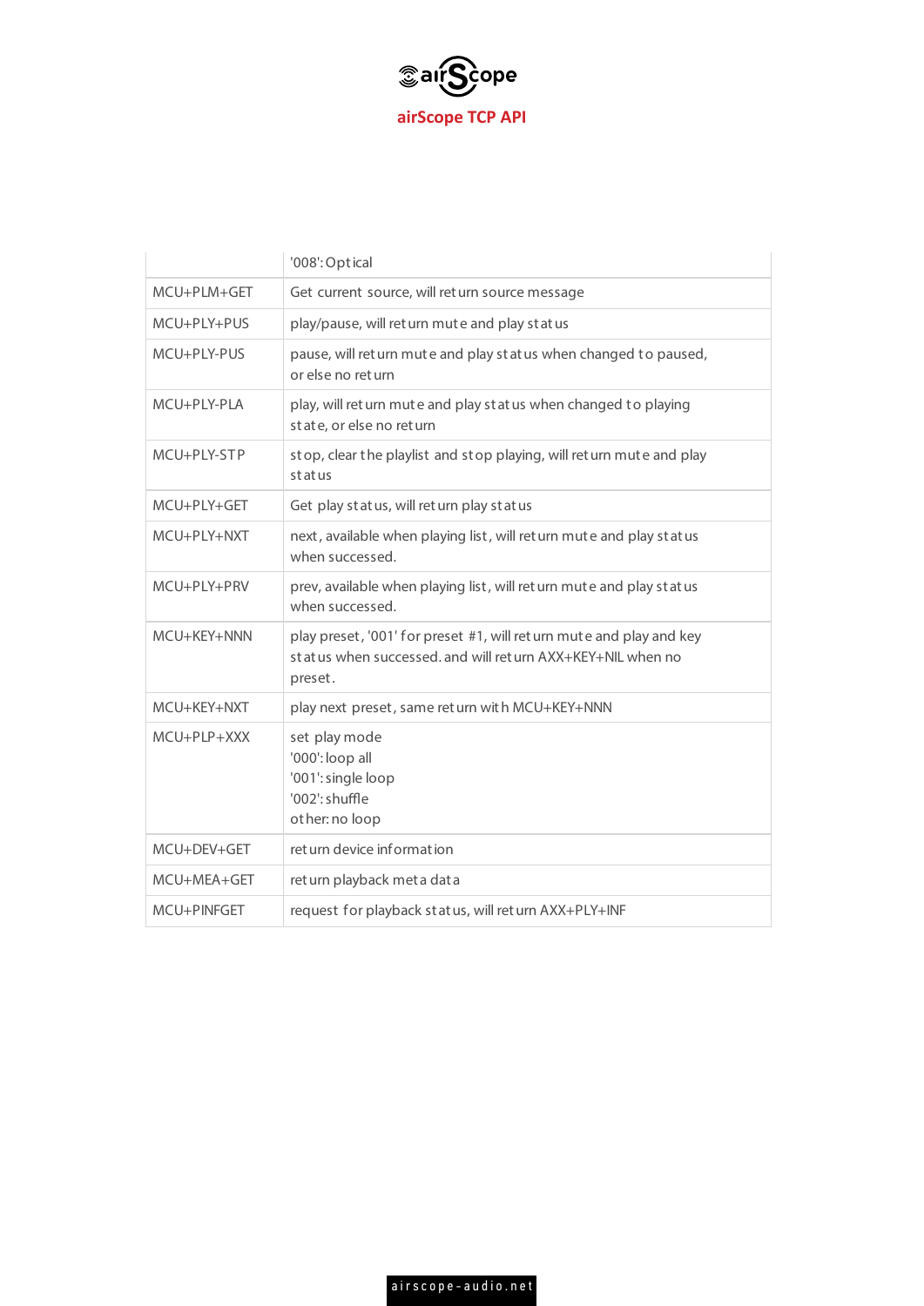| | |
|---|---|
| | '008': Optical |
| MCU+PLM+GET | Get current source, will return source message |
| MCU+PLY+PUS | play/pause, will return mute and play status |
| MCU+PLY-PUS | pause, will return mute and play status when changed to paused, or else no return |
| MCU+PLY-PLA | play, will return mute and play status when changed to playing state, or else no return |
| MCU+PLY-STP | stop, clear the playlist and stop playing, will return mute and play status |
| MCU+PLY+GET | Get play status, will return play status |
| MCU+PLY+NXT | next, available when playing list, will return mute and play status when successed. |
| MCU+PLY+PRV | prev, available when playing list, will return mute and play status when successed. |
| MCU+KEY+NNN | play preset, '001' for preset #1, will return mute and play and key status when successed. and will return AXX+KEY+NIL when no preset. |
| MCU+KEY+NXT | play next preset, same return with MCU+KEY+NNN |
| MCU+PLP+XXX | set play mode<br>'000': loop all<br>'001': single loop<br>'002': shuffle<br>other: no loop |
| MCU+DEV+GET | return device information |
| MCU+MEA+GET | return playback meta data |
| MCU+PINFGET | request for playback status, will return AXX+PLY+INF |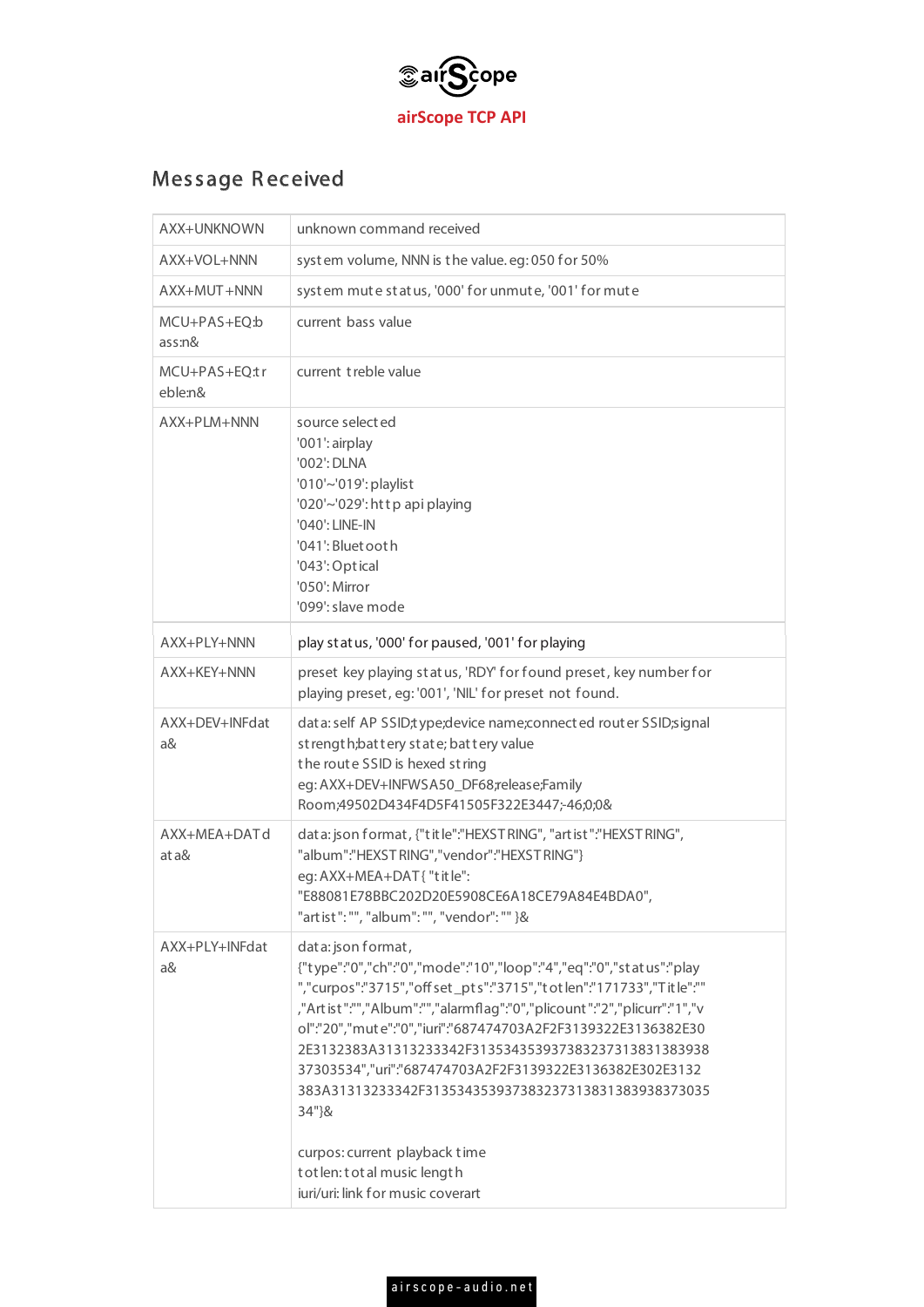# airScope TCP API

## Message Received

| | |
|---|---|
| AXX+UNKNOWN | unknown command received |
| AXX+VOL+NNN | system volume, NNN is the value. eg: 050 for 50% |
| AXX+MUT+NNN | system mute status, '000' for unmute, '001' for mute |
| MCU+PAS+EQ:bass:n& | current bass value |
| MCU+PAS+EQ:treble:n& | current treble value |
| AXX+PLM+NNN | source selected<br>'001': airplay<br>'002': DLNA<br>'010'~'019': playlist<br>'020'~'029': http api playing<br>'040': LINE-IN<br>'041': Bluetooth<br>'043': Optical<br>'050': Mirror<br>'099': slave mode |
| AXX+PLY+NNN | play status, '000' for paused, '001' for playing |
| AXX+KEY+NNN | preset key playing status, 'RDY' for found preset, key number for playing preset, eg: '001', 'NIL' for preset not found. |
| AXX+DEV+INFdata& | data: self AP SSID;type;device name;connected router SSID;signal strength;battery state; battery value<br>the route SSID is hexed string<br>eg: AXX+DEV+INFWSA50_DF68;release;Family Room;49502D434F4D5F41505F322E3447;-46;0;0& |
| AXX+MEA+DATdata& | data: json format, {"title":"HEXSTRING", "artist":"HEXSTRING", "album":"HEXSTRING","vendor":"HEXSTRING"}<br>eg: AXX+MEA+DAT{ "title": "E88081E78BBC202D20E5908CE6A18CE79A84E4BDA0", "artist": "", "album": "", "vendor": "" }& |
| AXX+PLY+INFdata& | data: json format, {"type":"0","ch":"0","mode":"10","loop":"4","eq":"0","status":"play","curpos":"3715","offset_pts":"3715","totlen":"171733","Title":"","Artist":"","Album":"","alarmflag":"0","plicount":"2","plicurr":"1","vol":"20","mute":"0","iuri":"687474703A2F2F3139322E3136382E302E3132383A31313233342F31353435393738323731383138393837303534","uri":"687474703A2F2F3139322E3136382E302E3132383A31313233342F31353435393738323731383138393837303534"}&<br><br>curpos: current playback time<br>totlen: total music length<br>iuri/uri: link for music coverart |